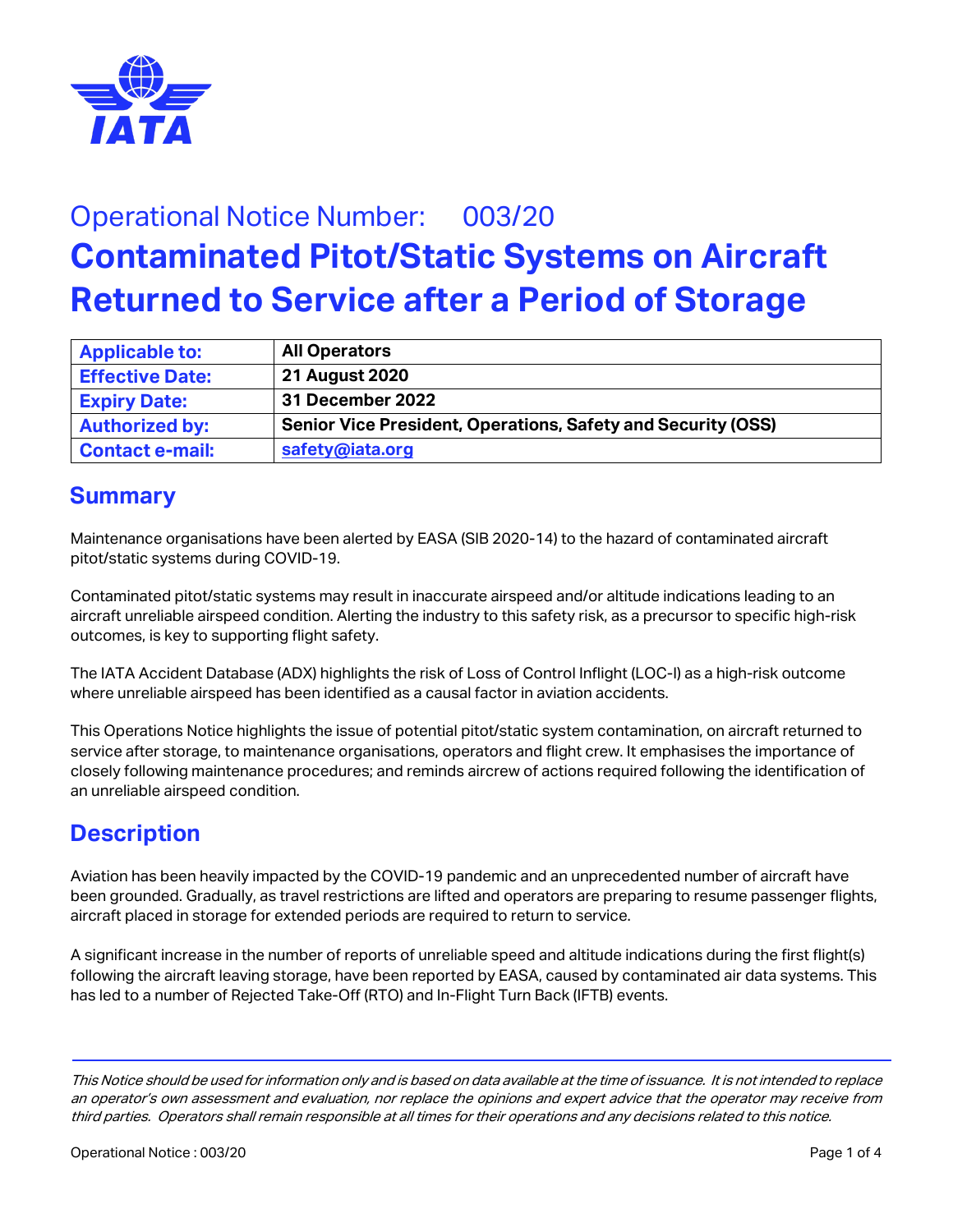# Operational Notice Number: 003/20

# Contaminated Pitot/Static Systems on Aircraft Returned to Service after a Period of Storage

| **Applicable to:** | **All Operators** |
|---|---|
| **Effective Date:** | **21 August 2020** |
| **Expiry Date:** | **31 December 2022** |
| **Authorized by:** | **Senior Vice President, Operations, Safety and Security (OSS)** |
| **Contact e-mail:** | **safety@iata.org** |

## Summary

Maintenance organisations have been alerted by EASA (SIB 2020-14) to the hazard of contaminated aircraft pitot/static systems during COVID-19.

Contaminated pitot/static systems may result in inaccurate airspeed and/or altitude indications leading to an aircraft unreliable airspeed condition. Alerting the industry to this safety risk, as a precursor to specific high-risk outcomes, is key to supporting flight safety.

The IATA Accident Database (ADX) highlights the risk of Loss of Control Inflight (LOC-I) as a high-risk outcome where unreliable airspeed has been identified as a causal factor in aviation accidents.

This Operations Notice highlights the issue of potential pitot/static system contamination, on aircraft returned to service after storage, to maintenance organisations, operators and flight crew. It emphasises the importance of closely following maintenance procedures; and reminds aircrew of actions required following the identification of an unreliable airspeed condition.

## Description

Aviation has been heavily impacted by the COVID-19 pandemic and an unprecedented number of aircraft have been grounded. Gradually, as travel restrictions are lifted and operators are preparing to resume passenger flights, aircraft placed in storage for extended periods are required to return to service.

A significant increase in the number of reports of unreliable speed and altitude indications during the first flight(s) following the aircraft leaving storage, have been reported by EASA, caused by contaminated air data systems. This has led to a number of Rejected Take-Off (RTO) and In-Flight Turn Back (IFTB) events.

---

*This Notice should be used for information only and is based on data available at the time of issuance. It is not intended to replace an operator's own assessment and evaluation, nor replace the opinions and expert advice that the operator may receive from third parties. Operators shall remain responsible at all times for their operations and any decisions related to this notice.*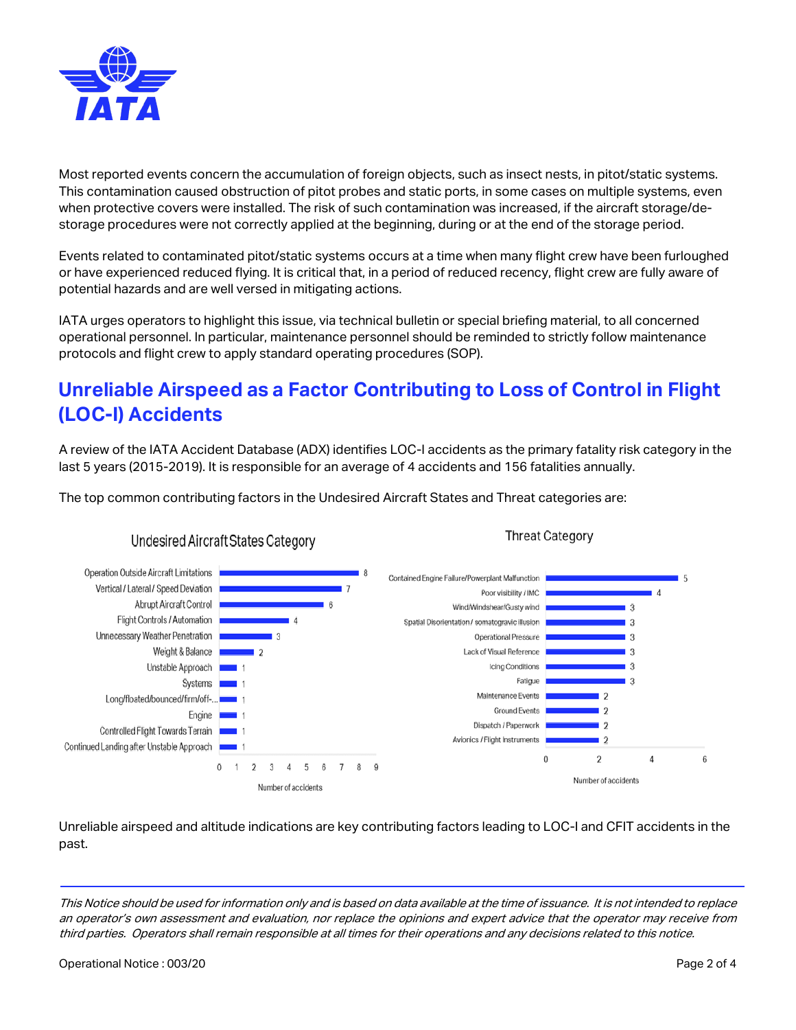Most reported events concern the accumulation of foreign objects, such as insect nests, in pitot/static systems. This contamination caused obstruction of pitot probes and static ports, in some cases on multiple systems, even when protective covers were installed. The risk of such contamination was increased, if the aircraft storage/de-storage procedures were not correctly applied at the beginning, during or at the end of the storage period.

Events related to contaminated pitot/static systems occurs at a time when many flight crew have been furloughed or have experienced reduced flying. It is critical that, in a period of reduced recency, flight crew are fully aware of potential hazards and are well versed in mitigating actions.

IATA urges operators to highlight this issue, via technical bulletin or special briefing material, to all concerned operational personnel. In particular, maintenance personnel should be reminded to strictly follow maintenance protocols and flight crew to apply standard operating procedures (SOP).

## Unreliable Airspeed as a Factor Contributing to Loss of Control in Flight (LOC-I) Accidents

A review of the IATA Accident Database (ADX) identifies LOC-I accidents as the primary fatality risk category in the last 5 years (2015-2019). It is responsible for an average of 4 accidents and 156 fatalities annually.

The top common contributing factors in the Undesired Aircraft States and Threat categories are:

**Undesired Aircraft States Category**

| Factor | Number of accidents |
|---|---|
| Operation Outside Aircraft Limitations | 8 |
| Vertical / Lateral / Speed Deviation | 7 |
| Abrupt Aircraft Control | 6 |
| Flight Controls / Automation | 4 |
| Unnecessary Weather Penetration | 3 |
| Weight & Balance | 2 |
| Unstable Approach | 1 |
| Systems | 1 |
| Long/floated/bounced/firm/off-... | 1 |
| Engine | 1 |
| Controlled Flight Towards Terrain | 1 |
| Continued Landing after Unstable Approach | 1 |

**Threat Category**

| Factor | Number of accidents |
|---|---|
| Contained Engine Failure/Powerplant Malfunction | 5 |
| Poor visibility / IMC | 4 |
| Wind/Windshear/Gusty wind | 3 |
| Spatial Disorientation / somatogravic illusion | 3 |
| Operational Pressure | 3 |
| Lack of Visual Reference | 3 |
| Icing Conditions | 3 |
| Fatigue | 3 |
| Maintenance Events | 2 |
| Ground Events | 2 |
| Dispatch / Paperwork | 2 |
| Avionics / Flight Instruments | 2 |

Unreliable airspeed and altitude indications are key contributing factors leading to LOC-I and CFIT accidents in the past.

*This Notice should be used for information only and is based on data available at the time of issuance. It is not intended to replace an operator's own assessment and evaluation, nor replace the opinions and expert advice that the operator may receive from third parties. Operators shall remain responsible at all times for their operations and any decisions related to this notice.*

Operational Notice : 003/20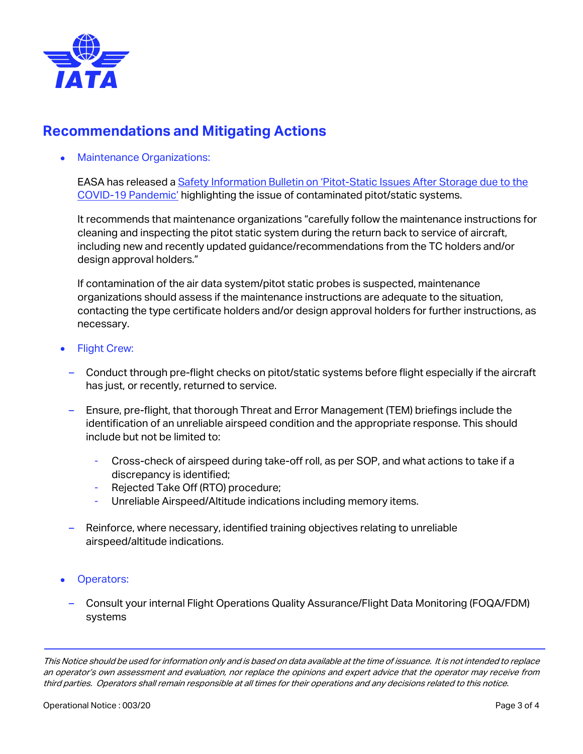## Recommendations and Mitigating Actions

- Maintenance Organizations:

  EASA has released a Safety Information Bulletin on 'Pitot-Static Issues After Storage due to the COVID-19 Pandemic' highlighting the issue of contaminated pitot/static systems.

  It recommends that maintenance organizations "carefully follow the maintenance instructions for cleaning and inspecting the pitot static system during the return back to service of aircraft, including new and recently updated guidance/recommendations from the TC holders and/or design approval holders."

  If contamination of the air data system/pitot static probes is suspected, maintenance organizations should assess if the maintenance instructions are adequate to the situation, contacting the type certificate holders and/or design approval holders for further instructions, as necessary.

- Flight Crew:

  – Conduct through pre-flight checks on pitot/static systems before flight especially if the aircraft has just, or recently, returned to service.

  – Ensure, pre-flight, that thorough Threat and Error Management (TEM) briefings include the identification of an unreliable airspeed condition and the appropriate response. This should include but not be limited to:

    - Cross-check of airspeed during take-off roll, as per SOP, and what actions to take if a discrepancy is identified;
    - Rejected Take Off (RTO) procedure;
    - Unreliable Airspeed/Altitude indications including memory items.

  – Reinforce, where necessary, identified training objectives relating to unreliable airspeed/altitude indications.

- Operators:

  – Consult your internal Flight Operations Quality Assurance/Flight Data Monitoring (FOQA/FDM) systems

*This Notice should be used for information only and is based on data available at the time of issuance. It is not intended to replace an operator's own assessment and evaluation, nor replace the opinions and expert advice that the operator may receive from third parties. Operators shall remain responsible at all times for their operations and any decisions related to this notice.*

Operational Notice : 003/20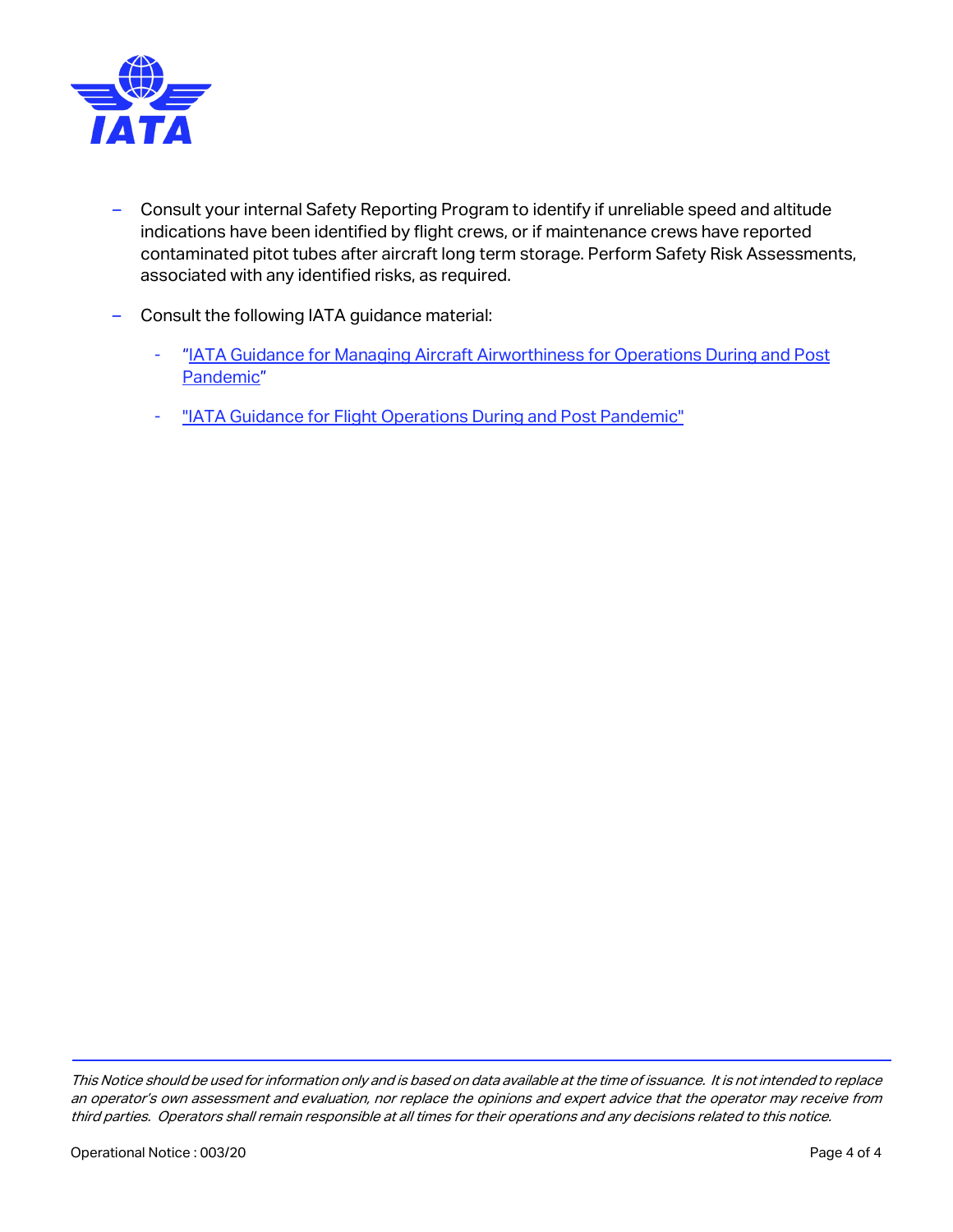- Consult your internal Safety Reporting Program to identify if unreliable speed and altitude indications have been identified by flight crews, or if maintenance crews have reported contaminated pitot tubes after aircraft long term storage. Perform Safety Risk Assessments, associated with any identified risks, as required.

- Consult the following IATA guidance material:

  - "IATA Guidance for Managing Aircraft Airworthiness for Operations During and Post Pandemic"

  - "IATA Guidance for Flight Operations During and Post Pandemic"

*This Notice should be used for information only and is based on data available at the time of issuance. It is not intended to replace an operator's own assessment and evaluation, nor replace the opinions and expert advice that the operator may receive from third parties. Operators shall remain responsible at all times for their operations and any decisions related to this notice.*

Operational Notice : 003/20